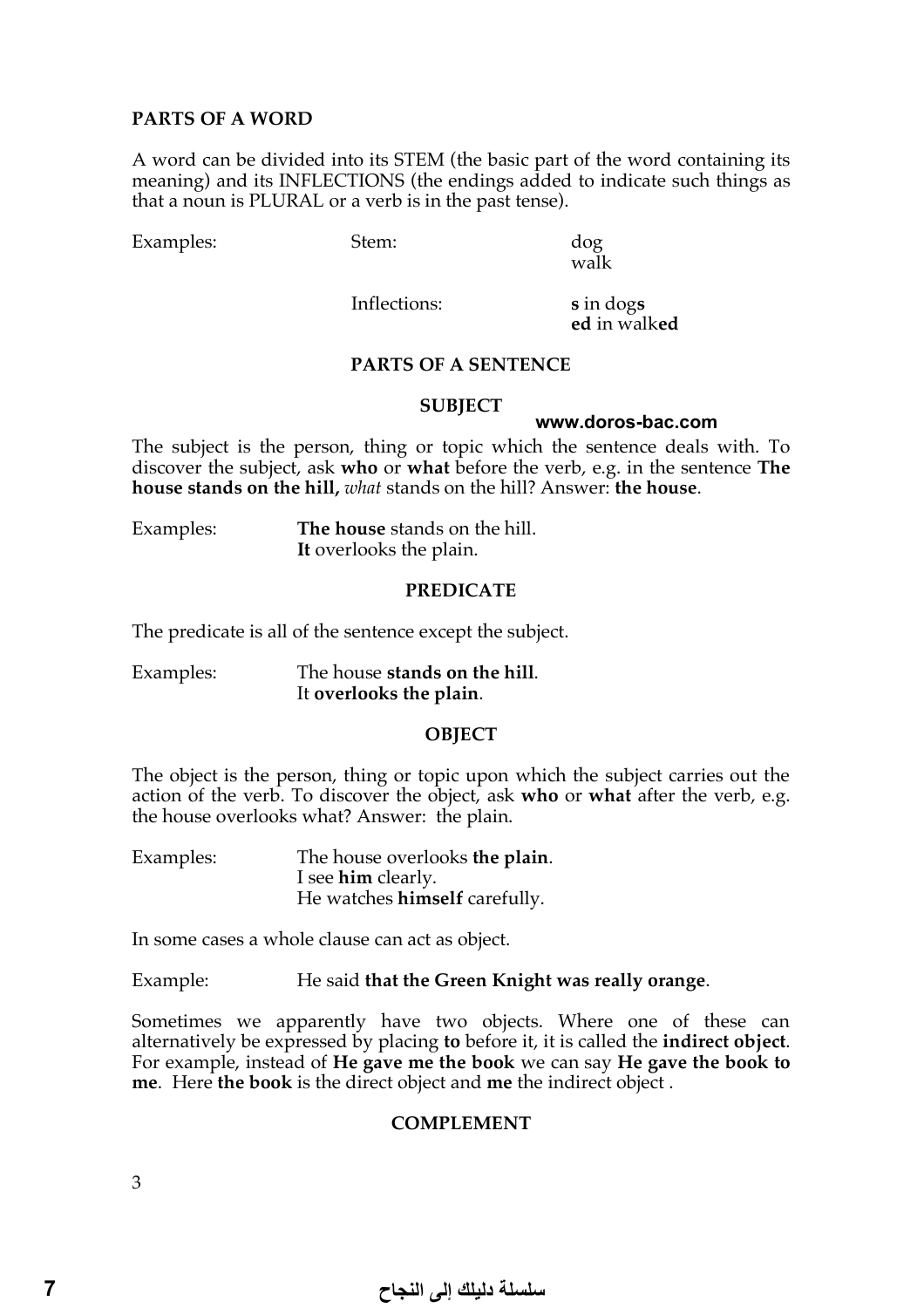## PARTS OF A WORD

A word can be divided into its STEM (the basic part of the word containing its meaning) and its INFLECTIONS (the endings added to indicate such things as that a noun is PLURAL or a verb is in the past tense).

| Examples: | Stem: | dog<br>walk |
|---|---|---|
| | Inflections: | **s** in dog**s**<br>**ed** in walk**ed** |

## PARTS OF A SENTENCE

### SUBJECT

The subject is the person, thing or topic which the sentence deals with. To discover the subject, ask **who** or **what** before the verb, e.g. in the sentence **The house stands on the hill,** *what* stands on the hill? Answer: **the house**.

Examples:
- **The house** stands on the hill.
- **It** overlooks the plain.

### PREDICATE

The predicate is all of the sentence except the subject.

Examples:
- The house **stands on the hill**.
- It **overlooks the plain**.

### OBJECT

The object is the person, thing or topic upon which the subject carries out the action of the verb. To discover the object, ask **who** or **what** after the verb, e.g. the house overlooks what? Answer: the plain.

Examples:
- The house overlooks **the plain**.
- I see **him** clearly.
- He watches **himself** carefully.

In some cases a whole clause can act as object.

Example: He said **that the Green Knight was really orange**.

Sometimes we apparently have two objects. Where one of these can alternatively be expressed by placing **to** before it, it is called the **indirect object**. For example, instead of **He gave me the book** we can say **He gave the book to me**. Here **the book** is the direct object and **me** the indirect object .

### COMPLEMENT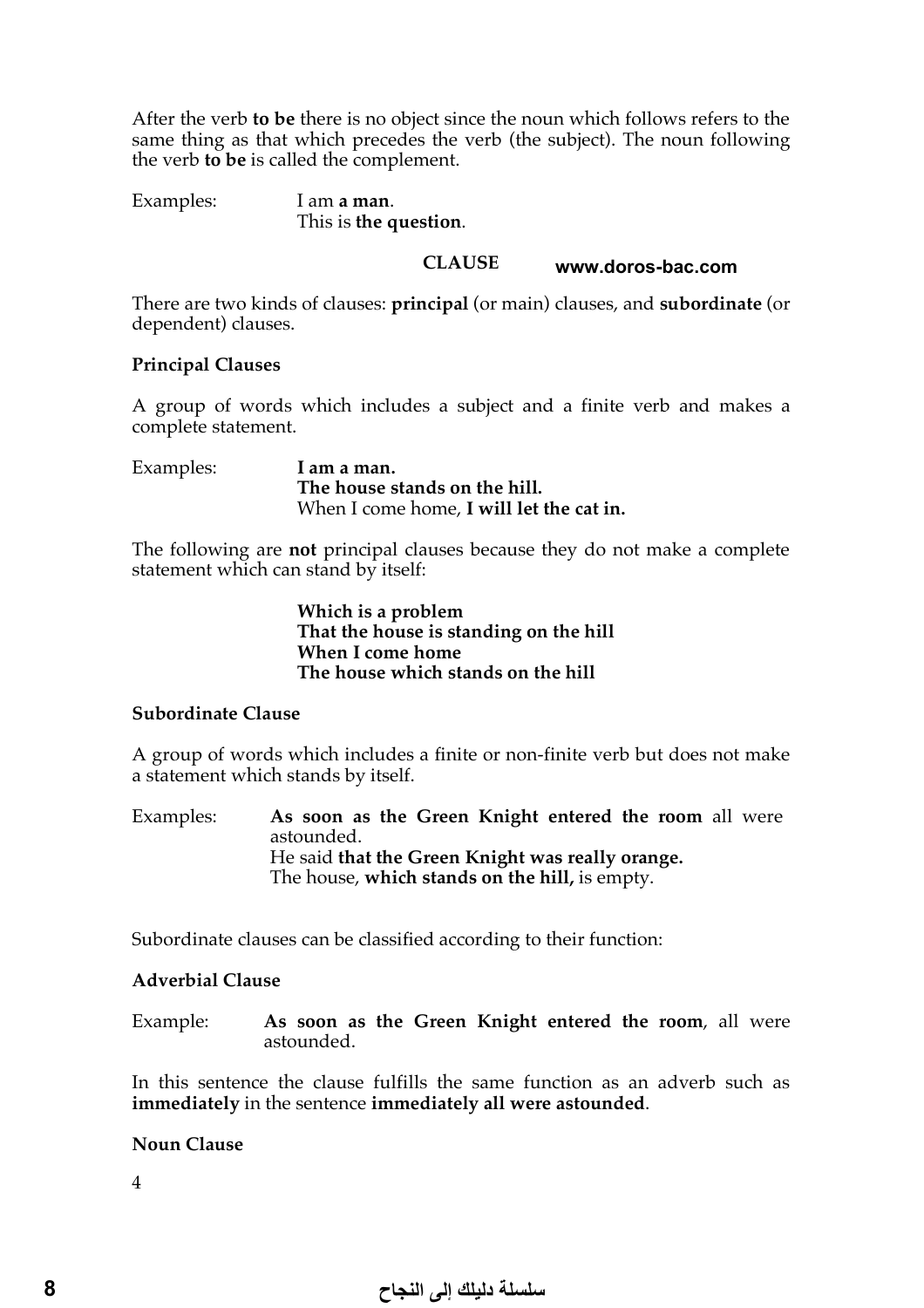After the verb **to be** there is no object since the noun which follows refers to the same thing as that which precedes the verb (the subject). The noun following the verb **to be** is called the complement.

Examples: I am **a man**.
This is **the question**.

## CLAUSE

There are two kinds of clauses: **principal** (or main) clauses, and **subordinate** (or dependent) clauses.

### Principal Clauses

A group of words which includes a subject and a finite verb and makes a complete statement.

Examples: **I am a man.**
**The house stands on the hill.**
When I come home, **I will let the cat in.**

The following are **not** principal clauses because they do not make a complete statement which can stand by itself:

**Which is a problem**
**That the house is standing on the hill**
**When I come home**
**The house which stands on the hill**

### Subordinate Clause

A group of words which includes a finite or non-finite verb but does not make a statement which stands by itself.

Examples: **As soon as the Green Knight entered the room** all were astounded.
He said **that the Green Knight was really orange.**
The house, **which stands on the hill,** is empty.

Subordinate clauses can be classified according to their function:

### Adverbial Clause

Example: **As soon as the Green Knight entered the room**, all were astounded.

In this sentence the clause fulfills the same function as an adverb such as **immediately** in the sentence **immediately all were astounded**.

### Noun Clause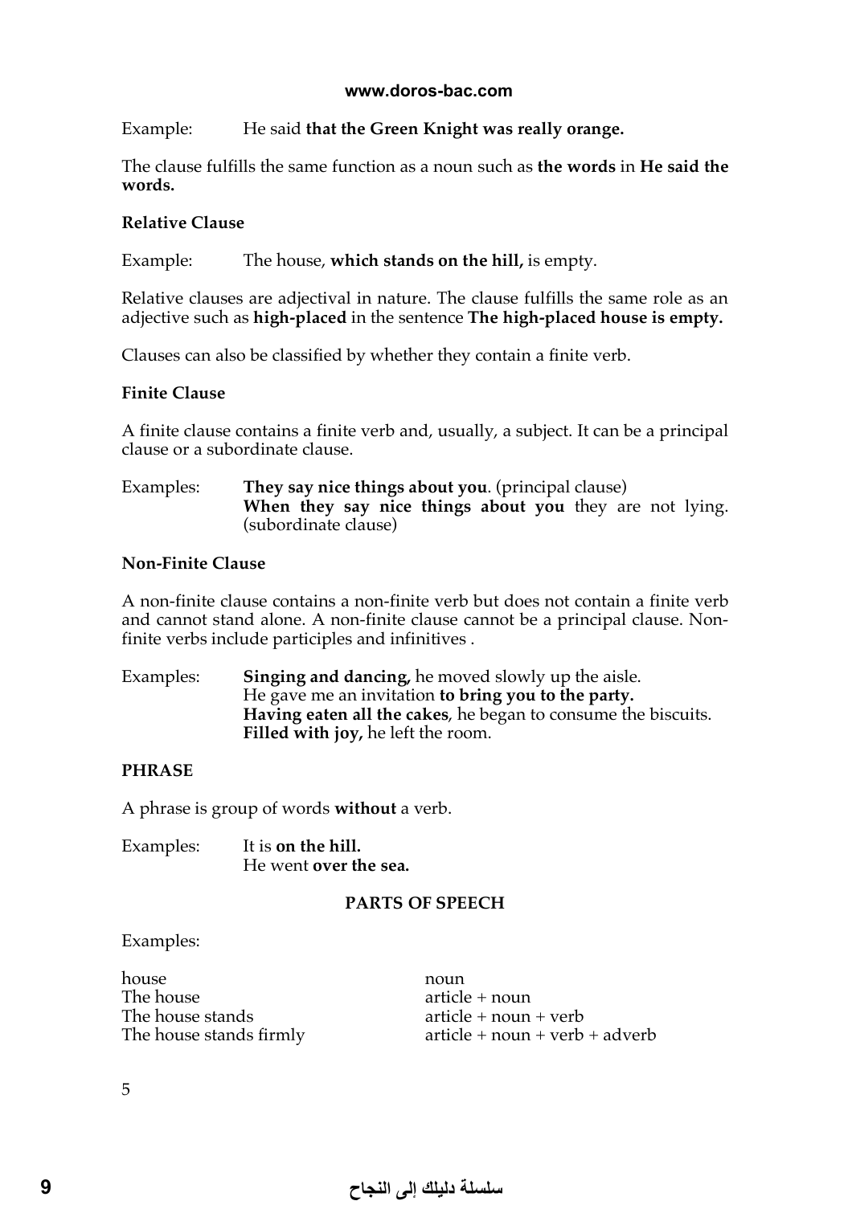Example: He said **that the Green Knight was really orange.**

The clause fulfills the same function as a noun such as **the words** in **He said the words.**

### Relative Clause

Example: The house, **which stands on the hill,** is empty.

Relative clauses are adjectival in nature. The clause fulfills the same role as an adjective such as **high-placed** in the sentence **The high-placed house is empty.**

Clauses can also be classified by whether they contain a finite verb.

### Finite Clause

A finite clause contains a finite verb and, usually, a subject. It can be a principal clause or a subordinate clause.

Examples: **They say nice things about you**. (principal clause)
**When they say nice things about you** they are not lying. (subordinate clause)

### Non-Finite Clause

A non-finite clause contains a non-finite verb but does not contain a finite verb and cannot stand alone. A non-finite clause cannot be a principal clause. Non-finite verbs include participles and infinitives .

Examples: **Singing and dancing,** he moved slowly up the aisle.
He gave me an invitation **to bring you to the party.**
**Having eaten all the cakes**, he began to consume the biscuits.
**Filled with joy,** he left the room.

### PHRASE

A phrase is group of words **without** a verb.

Examples: It is **on the hill.**
He went **over the sea.**

## PARTS OF SPEECH

Examples:

| | |
|---|---|
| house | noun |
| The house | article + noun |
| The house stands | article + noun + verb |
| The house stands firmly | article + noun + verb + adverb |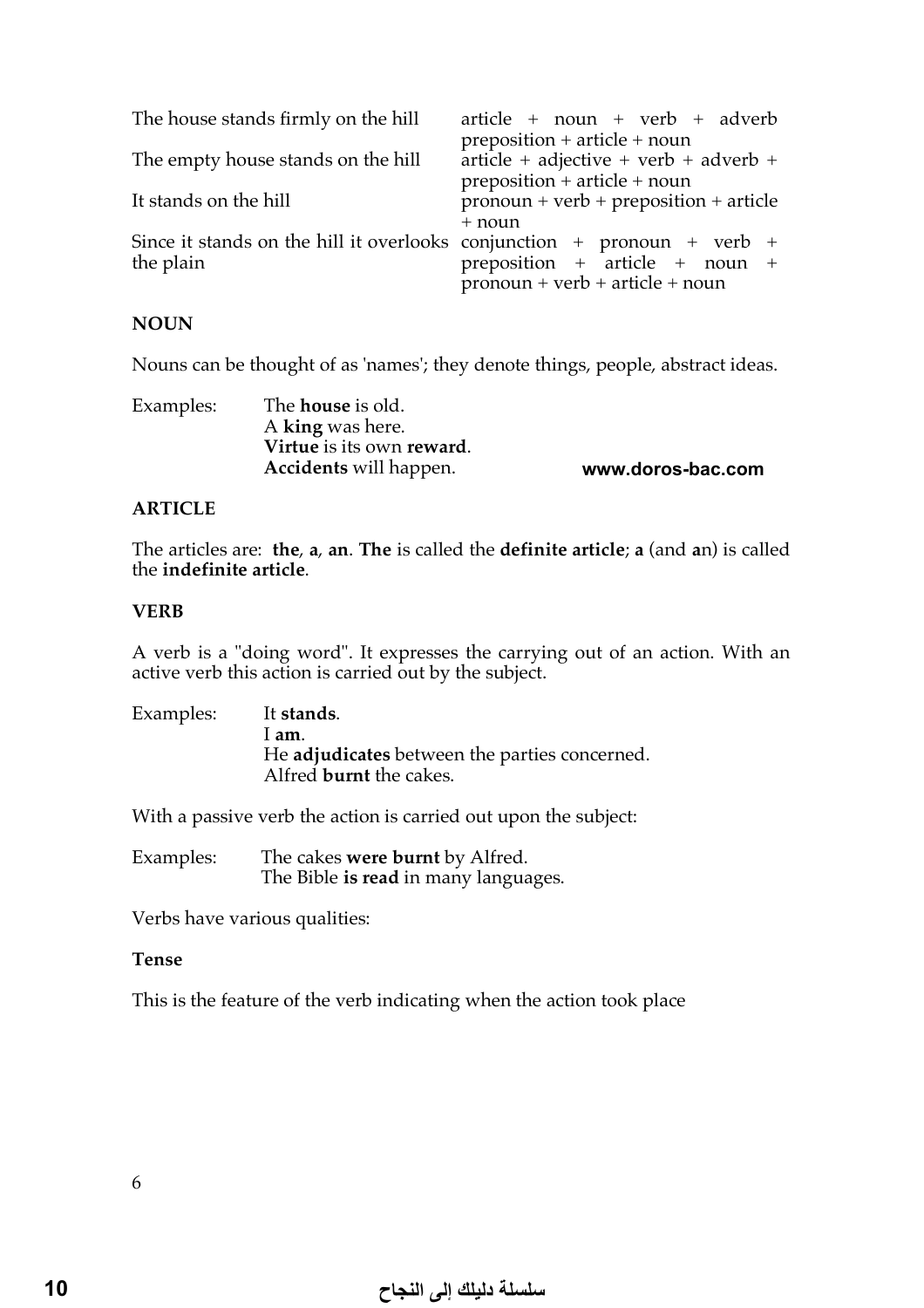| | |
|---|---|
| The house stands firmly on the hill | article + noun + verb + adverb preposition + article + noun |
| The empty house stands on the hill | article + adjective + verb + adverb + preposition + article + noun |
| It stands on the hill | pronoun + verb + preposition + article + noun |
| Since it stands on the hill it overlooks the plain | conjunction + pronoun + verb + preposition + article + noun + pronoun + verb + article + noun |

### NOUN

Nouns can be thought of as 'names'; they denote things, people, abstract ideas.

Examples:
- The **house** is old.
- A **king** was here.
- **Virtue** is its own **reward**.
- **Accidents** will happen.

www.doros-bac.com

### ARTICLE

The articles are: **the**, **a**, **an**. **The** is called the **definite article**; **a** (and **a**n) is called the **indefinite article**.

### VERB

A verb is a "doing word". It expresses the carrying out of an action. With an active verb this action is carried out by the subject.

Examples:
- It **stands**.
- I **am**.
- He **adjudicates** between the parties concerned.
- Alfred **burnt** the cakes.

With a passive verb the action is carried out upon the subject:

Examples:
- The cakes **were burnt** by Alfred.
- The Bible **is read** in many languages.

Verbs have various qualities:

#### Tense

This is the feature of the verb indicating when the action took place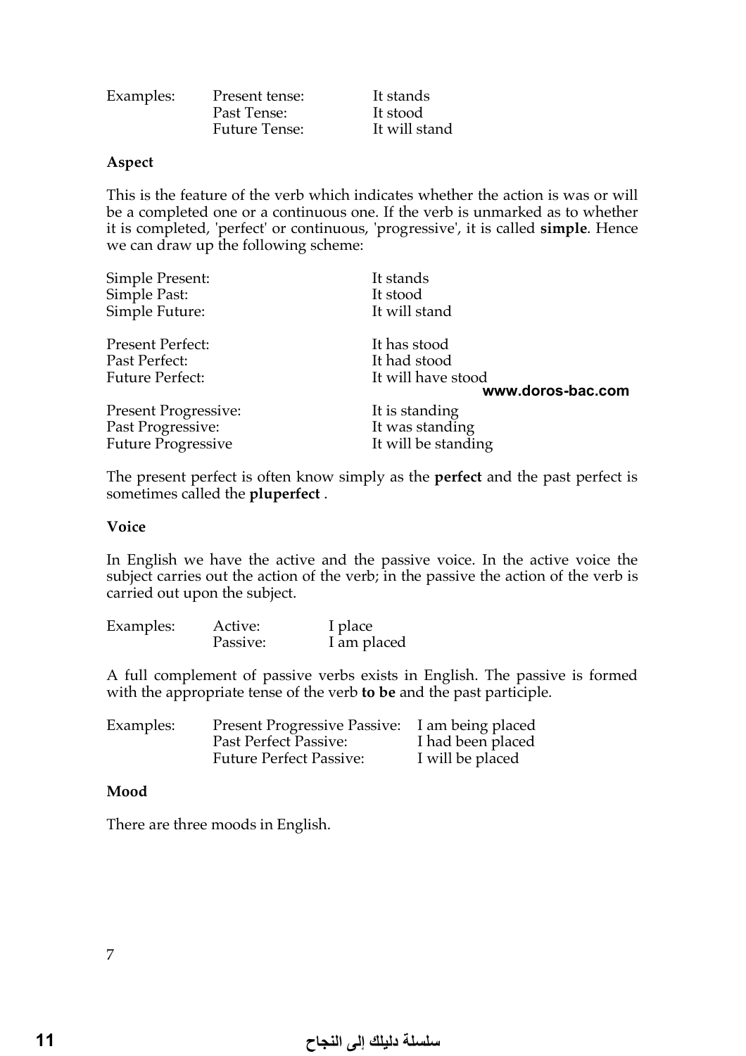| Examples: | Present tense: | It stands |
| --- | --- | --- |
| | Past Tense: | It stood |
| | Future Tense: | It will stand |

**Aspect**

This is the feature of the verb which indicates whether the action is was or will be a completed one or a continuous one. If the verb is unmarked as to whether it is completed, 'perfect' or continuous, 'progressive', it is called **simple**. Hence we can draw up the following scheme:

| | |
| --- | --- |
| Simple Present: | It stands |
| Simple Past: | It stood |
| Simple Future: | It will stand |
| Present Perfect: | It has stood |
| Past Perfect: | It had stood |
| Future Perfect: | It will have stood |
| Present Progressive: | It is standing |
| Past Progressive: | It was standing |
| Future Progressive | It will be standing |

The present perfect is often know simply as the **perfect** and the past perfect is sometimes called the **pluperfect** .

**Voice**

In English we have the active and the passive voice. In the active voice the subject carries out the action of the verb; in the passive the action of the verb is carried out upon the subject.

| Examples: | Active: | I place |
| --- | --- | --- |
| | Passive: | I am placed |

A full complement of passive verbs exists in English. The passive is formed with the appropriate tense of the verb **to be** and the past participle.

| Examples: | Present Progressive Passive: | I am being placed |
| --- | --- | --- |
| | Past Perfect Passive: | I had been placed |
| | Future Perfect Passive: | I will be placed |

**Mood**

There are three moods in English.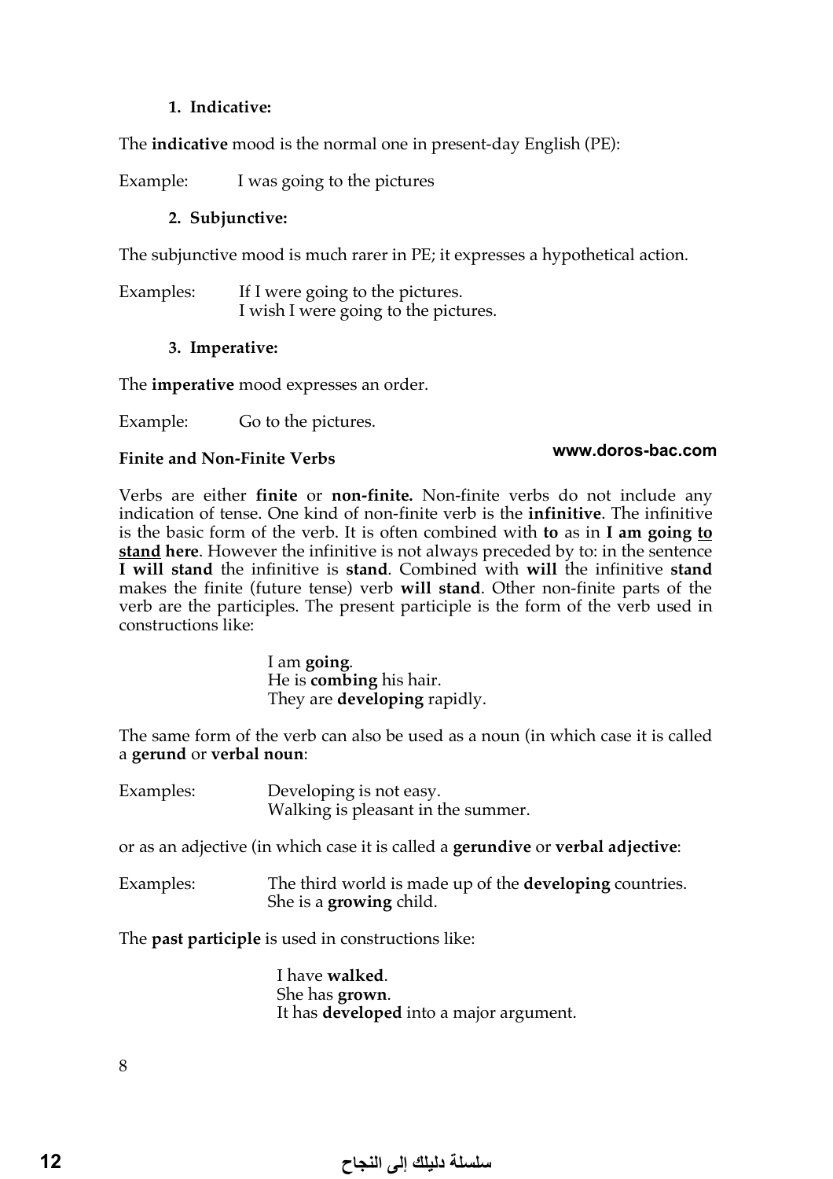1. **Indicative:**

The **indicative** mood is the normal one in present-day English (PE):

Example: I was going to the pictures

2. **Subjunctive:**

The subjunctive mood is much rarer in PE; it expresses a hypothetical action.

Examples: If I were going to the pictures.
I wish I were going to the pictures.

3. **Imperative:**

The **imperative** mood expresses an order.

Example: Go to the pictures.

**Finite and Non-Finite Verbs**

Verbs are either **finite** or **non-finite.** Non-finite verbs do not include any indication of tense. One kind of non-finite verb is the **infinitive**. The infinitive is the basic form of the verb. It is often combined with **to** as in **I am going <u>to stand</u> here**. However the infinitive is not always preceded by to: in the sentence **I will stand** the infinitive is **stand**. Combined with **will** the infinitive **stand** makes the finite (future tense) verb **will stand**. Other non-finite parts of the verb are the participles. The present participle is the form of the verb used in constructions like:

I am **going**.
He is **combing** his hair.
They are **developing** rapidly.

The same form of the verb can also be used as a noun (in which case it is called a **gerund** or **verbal noun**:

Examples: Developing is not easy.
Walking is pleasant in the summer.

or as an adjective (in which case it is called a **gerundive** or **verbal adjective**:

Examples: The third world is made up of the **developing** countries.
She is a **growing** child.

The **past participle** is used in constructions like:

I have **walked**.
She has **grown**.
It has **developed** into a major argument.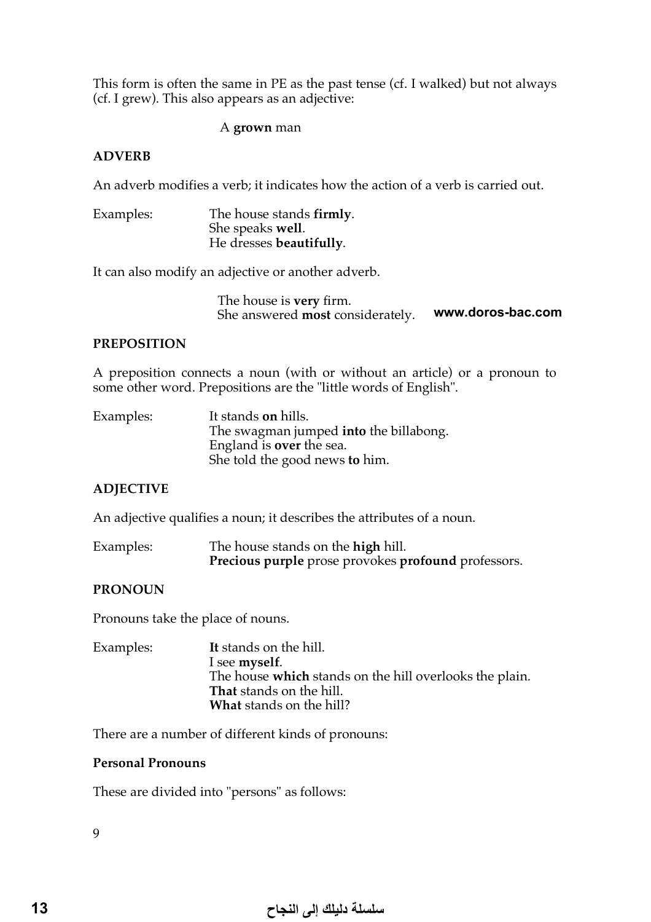This form is often the same in PE as the past tense (cf. I walked) but not always (cf. I grew). This also appears as an adjective:

A **grown** man

### ADVERB

An adverb modifies a verb; it indicates how the action of a verb is carried out.

Examples:
The house stands **firmly**.
She speaks **well**.
He dresses **beautifully**.

It can also modify an adjective or another adverb.

The house is **very** firm.
She answered **most** considerately.

### PREPOSITION

A preposition connects a noun (with or without an article) or a pronoun to some other word. Prepositions are the "little words of English".

Examples:
It stands **on** hills.
The swagman jumped **into** the billabong.
England is **over** the sea.
She told the good news **to** him.

### ADJECTIVE

An adjective qualifies a noun; it describes the attributes of a noun.

Examples:
The house stands on the **high** hill.
**Precious purple** prose provokes **profound** professors.

### PRONOUN

Pronouns take the place of nouns.

Examples:
**It** stands on the hill.
I see **myself**.
The house **which** stands on the hill overlooks the plain.
**That** stands on the hill.
**What** stands on the hill?

There are a number of different kinds of pronouns:

#### Personal Pronouns

These are divided into "persons" as follows: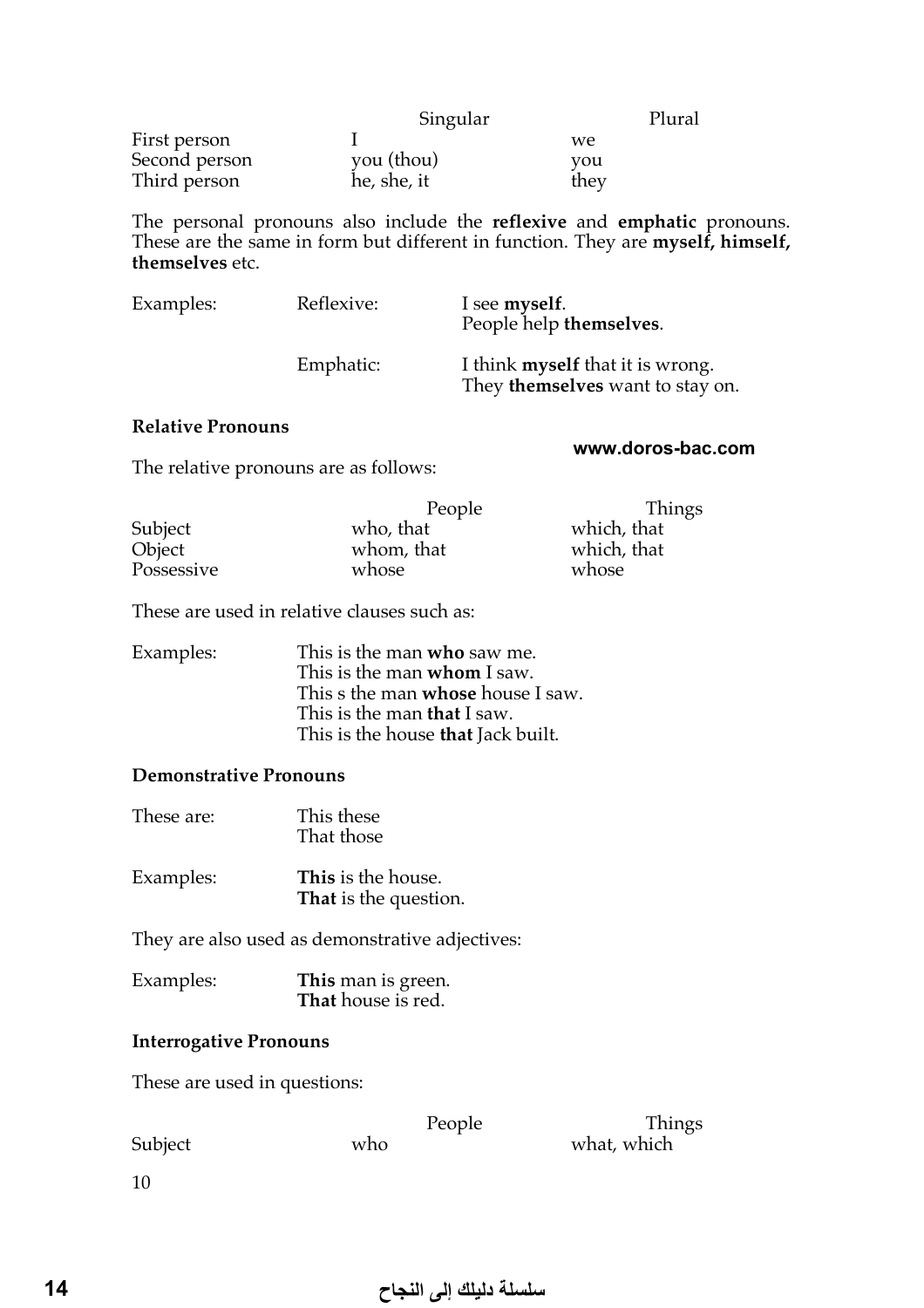| | Singular | Plural |
|---|---|---|
| First person | I | we |
| Second person | you (thou) | you |
| Third person | he, she, it | they |

The personal pronouns also include the **reflexive** and **emphatic** pronouns. These are the same in form but different in function. They are **myself, himself, themselves** etc.

| | | |
|---|---|---|
| Examples: | Reflexive: | I see **myself**. People help **themselves**. |
| | Emphatic: | I think **myself** that it is wrong. They **themselves** want to stay on. |

**Relative Pronouns**

The relative pronouns are as follows:

| | People | Things |
|---|---|---|
| Subject | who, that | which, that |
| Object | whom, that | which, that |
| Possessive | whose | whose |

These are used in relative clauses such as:

Examples:
This is the man **who** saw me.
This is the man **whom** I saw.
This s the man **whose** house I saw.
This is the man **that** I saw.
This is the house **that** Jack built.

**Demonstrative Pronouns**

These are:
This these
That those

Examples:
**This** is the house.
**That** is the question.

They are also used as demonstrative adjectives:

Examples:
**This** man is green.
**That** house is red.

**Interrogative Pronouns**

These are used in questions:

| | People | Things |
|---|---|---|
| Subject | who | what, which |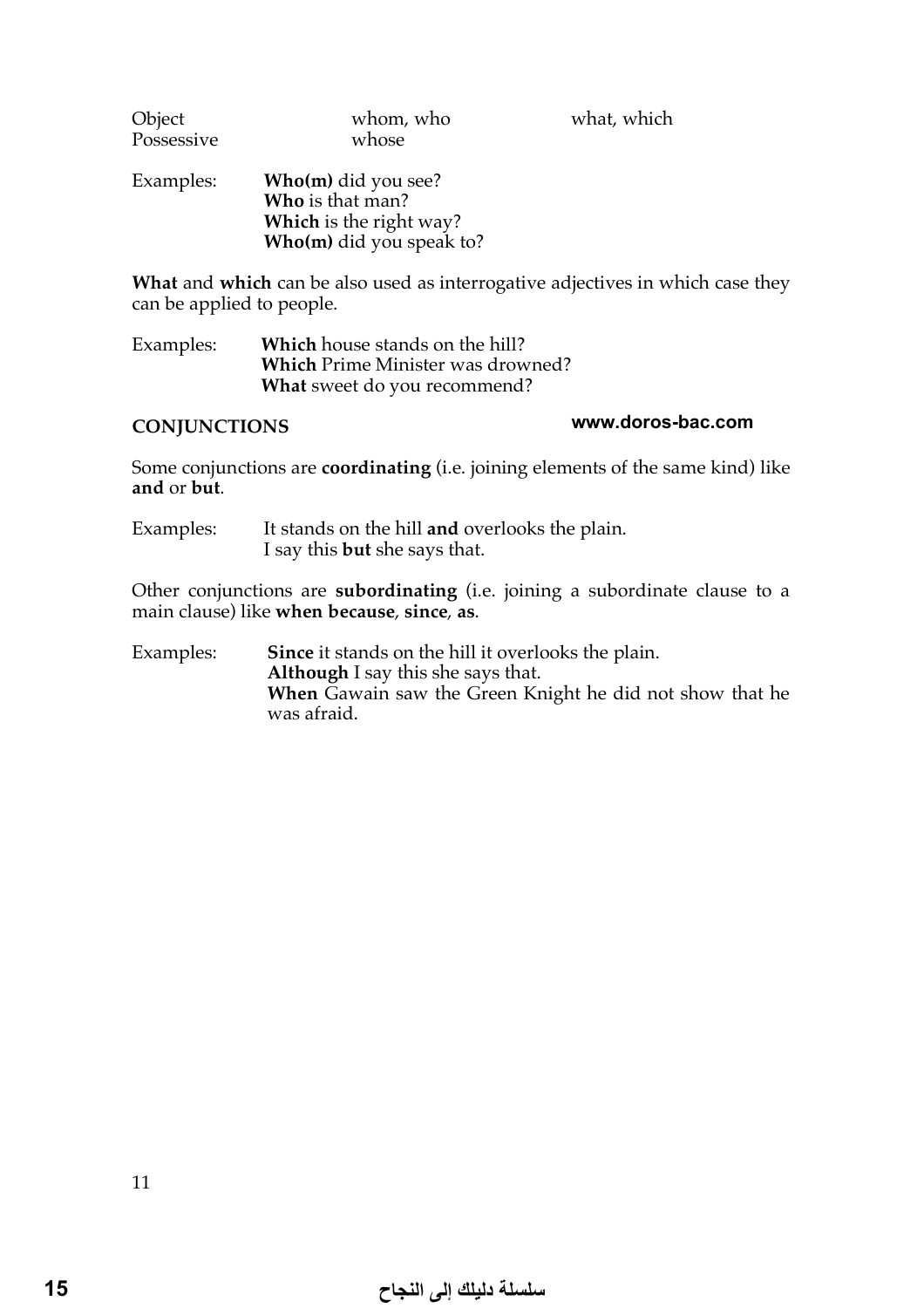| | | |
|---|---|---|
| Object | whom, who | what, which |
| Possessive | whose | |

Examples: **Who(m)** did you see?
**Who** is that man?
**Which** is the right way?
**Who(m)** did you speak to?

**What** and **which** can be also used as interrogative adjectives in which case they can be applied to people.

Examples: **Which** house stands on the hill?
**Which** Prime Minister was drowned?
**What** sweet do you recommend?

## CONJUNCTIONS

www.doros-bac.com

Some conjunctions are **coordinating** (i.e. joining elements of the same kind) like **and** or **but**.

Examples: It stands on the hill **and** overlooks the plain.
I say this **but** she says that.

Other conjunctions are **subordinating** (i.e. joining a subordinate clause to a main clause) like **when because**, **since**, **as**.

Examples: **Since** it stands on the hill it overlooks the plain.
**Although** I say this she says that.
**When** Gawain saw the Green Knight he did not show that he was afraid.